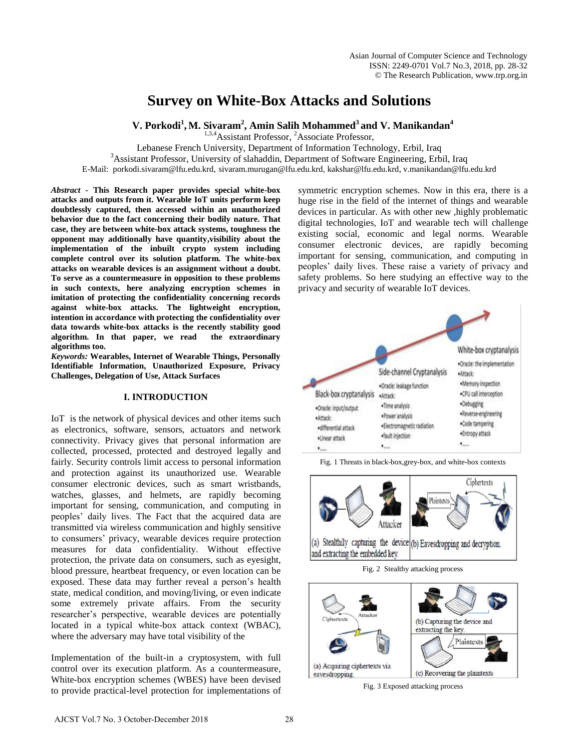# Survey on White-Box Attacks and Solutions

**V. Porkodi[1], M. Sivaram[2], Amin Salih Mohammed[3] and V. Manikandan[4]**

[1,3,4]Assistant Professor, [2]Associate Professor,

Lebanese French University, Department of Information Technology, Erbil, Iraq

[3]Assistant Professor, University of slahaddin, Department of Software Engineering, Erbil, Iraq

E-Mail: porkodi.sivaram@lfu.edu.krd, sivaram.murugan@lfu.edu.krd, kakshar@lfu.edu.krd, v.manikandan@lfu.edu.krd

***Abstract*** **- This Research paper provides special white-box attacks and outputs from it. Wearable IoT units perform keep doubtlessly captured, then accessed within an unauthorized behavior due to the fact concerning their bodily nature. That case, they are between white-box attack systems, toughness the opponent may additionally have quantity,visibility about the implementation of the inbuilt crypto system including complete control over its solution platform. The white-box attacks on wearable devices is an assignment without a doubt. To serve as a countermeasure in opposition to these problems in such contexts, here analyzing encryption schemes in imitation of protecting the confidentiality concerning records against white-box attacks. The lightweight encryption, intention in accordance with protecting the confidentiality over data towards white-box attacks is the recently stability good algorithm. In that paper, we read the extraordinary algorithms too.**

***Keywords:*** **Wearables, Internet of Wearable Things, Personally Identifiable Information, Unauthorized Exposure, Privacy Challenges, Delegation of Use, Attack Surfaces**

## I. INTRODUCTION

IoT is the network of physical devices and other items such as electronics, software, sensors, actuators and network connectivity. Privacy gives that personal information are collected, processed, protected and destroyed legally and fairly. Security controls limit access to personal information and protection against its unauthorized use. Wearable consumer electronic devices, such as smart wristbands, watches, glasses, and helmets, are rapidly becoming important for sensing, communication, and computing in peoples' daily lives. The Fact that the acquired data are transmitted via wireless communication and highly sensitive to consumers' privacy, wearable devices require protection measures for data confidentiality. Without effective protection, the private data on consumers, such as eyesight, blood pressure, heartbeat frequency, or even location can be exposed. These data may further reveal a person's health state, medical condition, and moving/living, or even indicate some extremely private affairs. From the security researcher's perspective, wearable devices are potentially located in a typical white-box attack context (WBAC), where the adversary may have total visibility of the

Implementation of the built-in a cryptosystem, with full control over its execution platform. As a countermeasure, White-box encryption schemes (WBES) have been devised to provide practical-level protection for implementations of symmetric encryption schemes. Now in this era, there is a huge rise in the field of the internet of things and wearable devices in particular. As with other new ,highly problematic digital technologies, IoT and wearable tech will challenge existing social, economic and legal norms. Wearable consumer electronic devices, are rapidly becoming important for sensing, communication, and computing in peoples' daily lives. These raise a variety of privacy and safety problems. So here studying an effective way to the privacy and security of wearable IoT devices.

Fig. 1 Threats in black-box,grey-box, and white-box contexts

Fig. 2 Stealthy attacking process

Fig. 3 Exposed attacking process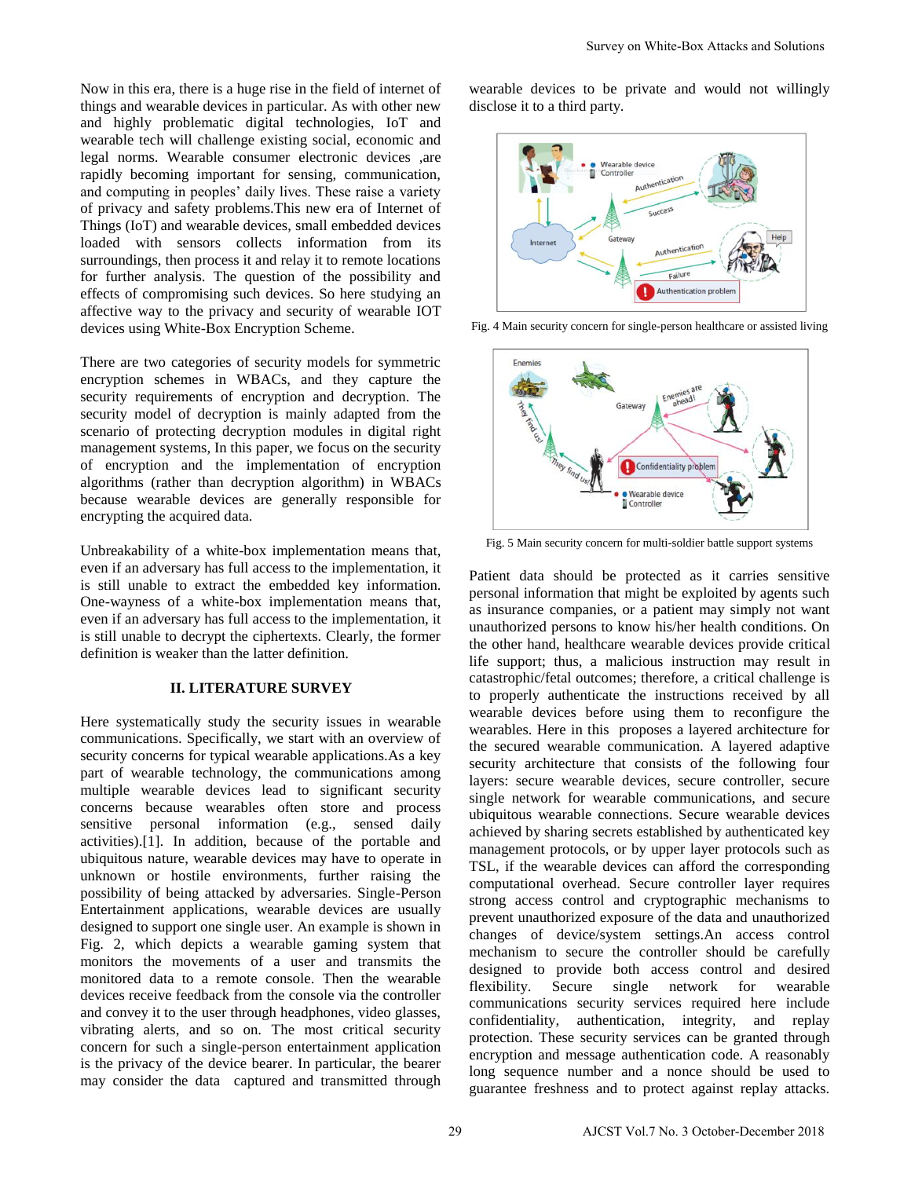Now in this era, there is a huge rise in the field of internet of things and wearable devices in particular. As with other new and highly problematic digital technologies, IoT and wearable tech will challenge existing social, economic and legal norms. Wearable consumer electronic devices ,are rapidly becoming important for sensing, communication, and computing in peoples' daily lives. These raise a variety of privacy and safety problems.This new era of Internet of Things (IoT) and wearable devices, small embedded devices loaded with sensors collects information from its surroundings, then process it and relay it to remote locations for further analysis. The question of the possibility and effects of compromising such devices. So here studying an affective way to the privacy and security of wearable IOT devices using White-Box Encryption Scheme.

There are two categories of security models for symmetric encryption schemes in WBACs, and they capture the security requirements of encryption and decryption. The security model of decryption is mainly adapted from the scenario of protecting decryption modules in digital right management systems, In this paper, we focus on the security of encryption and the implementation of encryption algorithms (rather than decryption algorithm) in WBACs because wearable devices are generally responsible for encrypting the acquired data.

Unbreakability of a white-box implementation means that, even if an adversary has full access to the implementation, it is still unable to extract the embedded key information. One-wayness of a white-box implementation means that, even if an adversary has full access to the implementation, it is still unable to decrypt the ciphertexts. Clearly, the former definition is weaker than the latter definition.

## II. LITERATURE SURVEY

Here systematically study the security issues in wearable communications. Specifically, we start with an overview of security concerns for typical wearable applications.As a key part of wearable technology, the communications among multiple wearable devices lead to significant security concerns because wearables often store and process sensitive personal information (e.g., sensed daily activities).[1]. In addition, because of the portable and ubiquitous nature, wearable devices may have to operate in unknown or hostile environments, further raising the possibility of being attacked by adversaries. Single-Person Entertainment applications, wearable devices are usually designed to support one single user. An example is shown in Fig. 2, which depicts a wearable gaming system that monitors the movements of a user and transmits the monitored data to a remote console. Then the wearable devices receive feedback from the console via the controller and convey it to the user through headphones, video glasses, vibrating alerts, and so on. The most critical security concern for such a single-person entertainment application is the privacy of the device bearer. In particular, the bearer may consider the data captured and transmitted through wearable devices to be private and would not willingly disclose it to a third party.

Fig. 4 Main security concern for single-person healthcare or assisted living

Fig. 5 Main security concern for multi-soldier battle support systems

Patient data should be protected as it carries sensitive personal information that might be exploited by agents such as insurance companies, or a patient may simply not want unauthorized persons to know his/her health conditions. On the other hand, healthcare wearable devices provide critical life support; thus, a malicious instruction may result in catastrophic/fetal outcomes; therefore, a critical challenge is to properly authenticate the instructions received by all wearable devices before using them to reconfigure the wearables. Here in this proposes a layered architecture for the secured wearable communication. A layered adaptive security architecture that consists of the following four layers: secure wearable devices, secure controller, secure single network for wearable communications, and secure ubiquitous wearable connections. Secure wearable devices achieved by sharing secrets established by authenticated key management protocols, or by upper layer protocols such as TSL, if the wearable devices can afford the corresponding computational overhead. Secure controller layer requires strong access control and cryptographic mechanisms to prevent unauthorized exposure of the data and unauthorized changes of device/system settings.An access control mechanism to secure the controller should be carefully designed to provide both access control and desired flexibility. Secure single network for wearable communications security services required here include confidentiality, authentication, integrity, and replay protection. These security services can be granted through encryption and message authentication code. A reasonably long sequence number and a nonce should be used to guarantee freshness and to protect against replay attacks.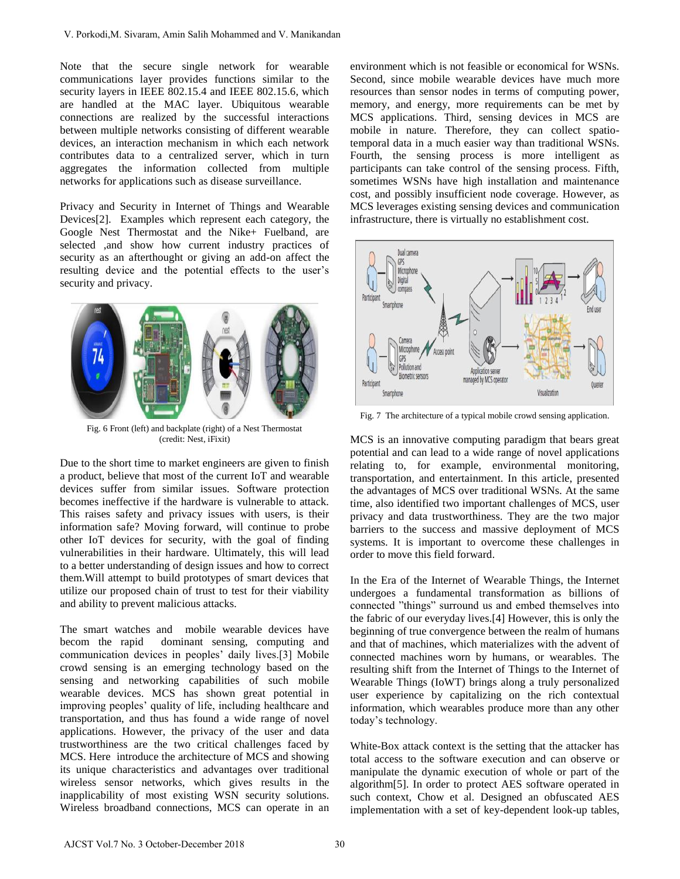Note that the secure single network for wearable communications layer provides functions similar to the security layers in IEEE 802.15.4 and IEEE 802.15.6, which are handled at the MAC layer. Ubiquitous wearable connections are realized by the successful interactions between multiple networks consisting of different wearable devices, an interaction mechanism in which each network contributes data to a centralized server, which in turn aggregates the information collected from multiple networks for applications such as disease surveillance.

Privacy and Security in Internet of Things and Wearable Devices[2]. Examples which represent each category, the Google Nest Thermostat and the Nike+ Fuelband, are selected ,and show how current industry practices of security as an afterthought or giving an add-on affect the resulting device and the potential effects to the user's security and privacy.

Fig. 6 Front (left) and backplate (right) of a Nest Thermostat (credit: Nest, iFixit)

Due to the short time to market engineers are given to finish a product, believe that most of the current IoT and wearable devices suffer from similar issues. Software protection becomes ineffective if the hardware is vulnerable to attack. This raises safety and privacy issues with users, is their information safe? Moving forward, will continue to probe other IoT devices for security, with the goal of finding vulnerabilities in their hardware. Ultimately, this will lead to a better understanding of design issues and how to correct them.Will attempt to build prototypes of smart devices that utilize our proposed chain of trust to test for their viability and ability to prevent malicious attacks.

The smart watches and mobile wearable devices have becom the rapid dominant sensing, computing and communication devices in peoples' daily lives.[3] Mobile crowd sensing is an emerging technology based on the sensing and networking capabilities of such mobile wearable devices. MCS has shown great potential in improving peoples' quality of life, including healthcare and transportation, and thus has found a wide range of novel applications. However, the privacy of the user and data trustworthiness are the two critical challenges faced by MCS. Here introduce the architecture of MCS and showing its unique characteristics and advantages over traditional wireless sensor networks, which gives results in the inapplicability of most existing WSN security solutions. Wireless broadband connections, MCS can operate in an environment which is not feasible or economical for WSNs. Second, since mobile wearable devices have much more resources than sensor nodes in terms of computing power, memory, and energy, more requirements can be met by MCS applications. Third, sensing devices in MCS are mobile in nature. Therefore, they can collect spatio-temporal data in a much easier way than traditional WSNs. Fourth, the sensing process is more intelligent as participants can take control of the sensing process. Fifth, sometimes WSNs have high installation and maintenance cost, and possibly insufficient node coverage. However, as MCS leverages existing sensing devices and communication infrastructure, there is virtually no establishment cost.

Fig. 7 The architecture of a typical mobile crowd sensing application.

MCS is an innovative computing paradigm that bears great potential and can lead to a wide range of novel applications relating to, for example, environmental monitoring, transportation, and entertainment. In this article, presented the advantages of MCS over traditional WSNs. At the same time, also identified two important challenges of MCS, user privacy and data trustworthiness. They are the two major barriers to the success and massive deployment of MCS systems. It is important to overcome these challenges in order to move this field forward.

In the Era of the Internet of Wearable Things, the Internet undergoes a fundamental transformation as billions of connected "things" surround us and embed themselves into the fabric of our everyday lives.[4] However, this is only the beginning of true convergence between the realm of humans and that of machines, which materializes with the advent of connected machines worn by humans, or wearables. The resulting shift from the Internet of Things to the Internet of Wearable Things (IoWT) brings along a truly personalized user experience by capitalizing on the rich contextual information, which wearables produce more than any other today's technology.

White-Box attack context is the setting that the attacker has total access to the software execution and can observe or manipulate the dynamic execution of whole or part of the algorithm[5]. In order to protect AES software operated in such context, Chow et al. Designed an obfuscated AES implementation with a set of key-dependent look-up tables,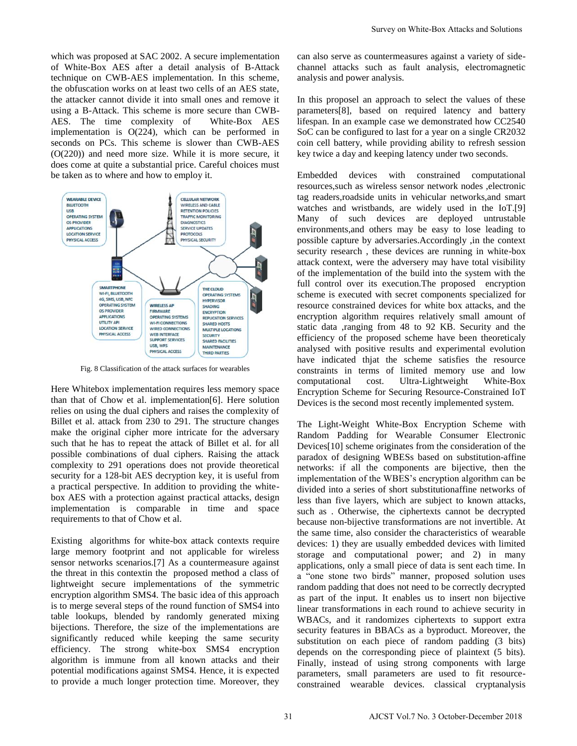which was proposed at SAC 2002. A secure implementation of White-Box AES after a detail analysis of B-Attack technique on CWB-AES implementation. In this scheme, the obfuscation works on at least two cells of an AES state, the attacker cannot divide it into small ones and remove it using a B-Attack. This scheme is more secure than CWB-AES. The time complexity of White-Box AES implementation is O(224), which can be performed in seconds on PCs. This scheme is slower than CWB-AES (O(220)) and need more size. While it is more secure, it does come at quite a substantial price. Careful choices must be taken as to where and how to employ it.

Fig. 8 Classification of the attack surfaces for wearables

Here Whitebox implementation requires less memory space than that of Chow et al. implementation[6]. Here solution relies on using the dual ciphers and raises the complexity of Billet et al. attack from 230 to 291. The structure changes make the original cipher more intricate for the adversary such that he has to repeat the attack of Billet et al. for all possible combinations of dual ciphers. Raising the attack complexity to 291 operations does not provide theoretical security for a 128-bit AES decryption key, it is useful from a practical perspective. In addition to providing the white-box AES with a protection against practical attacks, design implementation is comparable in time and space requirements to that of Chow et al.

Existing algorithms for white-box attack contexts require large memory footprint and not applicable for wireless sensor networks scenarios.[7] As a countermeasure against the threat in this contextin the proposed method a class of lightweight secure implementations of the symmetric encryption algorithm SMS4. The basic idea of this approach is to merge several steps of the round function of SMS4 into table lookups, blended by randomly generated mixing bijections. Therefore, the size of the implementations are significantly reduced while keeping the same security efficiency. The strong white-box SMS4 encryption algorithm is immune from all known attacks and their potential modifications against SMS4. Hence, it is expected to provide a much longer protection time. Moreover, they can also serve as countermeasures against a variety of side-channel attacks such as fault analysis, electromagnetic analysis and power analysis.

In this proposel an approach to select the values of these parameters[8], based on required latency and battery lifespan. In an example case we demonstrated how CC2540 SoC can be configured to last for a year on a single CR2032 coin cell battery, while providing ability to refresh session key twice a day and keeping latency under two seconds.

Embedded devices with constrained computational resources,such as wireless sensor network nodes ,electronic tag readers,roadside units in vehicular networks,and smart watches and wristbands, are widely used in the IoT.[9] Many of such devices are deployed untrustable environments,and others may be easy to lose leading to possible capture by adversaries.Accordingly ,in the context security research , these devices are running in white-box attack context, were the adversery may have total visibility of the implementation of the build into the system with the full control over its execution.The proposed encryption scheme is executed with secret components specialized for resource constrained devices for white box attacks, and the encryption algorithm requires relatively small amount of static data ,ranging from 48 to 92 KB. Security and the efficiency of the proposed scheme have been theoreticaly analysed with positive results and experimental evolution have indicated thjat the scheme satisfies the resource constraints in terms of limited memory use and low computational cost. Ultra-Lightweight White-Box Encryption Scheme for Securing Resource-Constrained IoT Devices is the second most recently implemented system.

The Light-Weight White-Box Encryption Scheme with Random Padding for Wearable Consumer Electronic Devices[10] scheme originates from the consideration of the paradox of designing WBESs based on substitution-affine networks: if all the components are bijective, then the implementation of the WBES's encryption algorithm can be divided into a series of short substitutionaffine networks of less than five layers, which are subject to known attacks, such as . Otherwise, the ciphertexts cannot be decrypted because non-bijective transformations are not invertible. At the same time, also consider the characteristics of wearable devices: 1) they are usually embedded devices with limited storage and computational power; and 2) in many applications, only a small piece of data is sent each time. In a "one stone two birds" manner, proposed solution uses random padding that does not need to be correctly decrypted as part of the input. It enables us to insert non bijective linear transformations in each round to achieve security in WBACs, and it randomizes ciphertexts to support extra security features in BBACs as a byproduct. Moreover, the substitution on each piece of random padding (3 bits) depends on the corresponding piece of plaintext (5 bits). Finally, instead of using strong components with large parameters, small parameters are used to fit resource-constrained wearable devices. classical cryptanalysis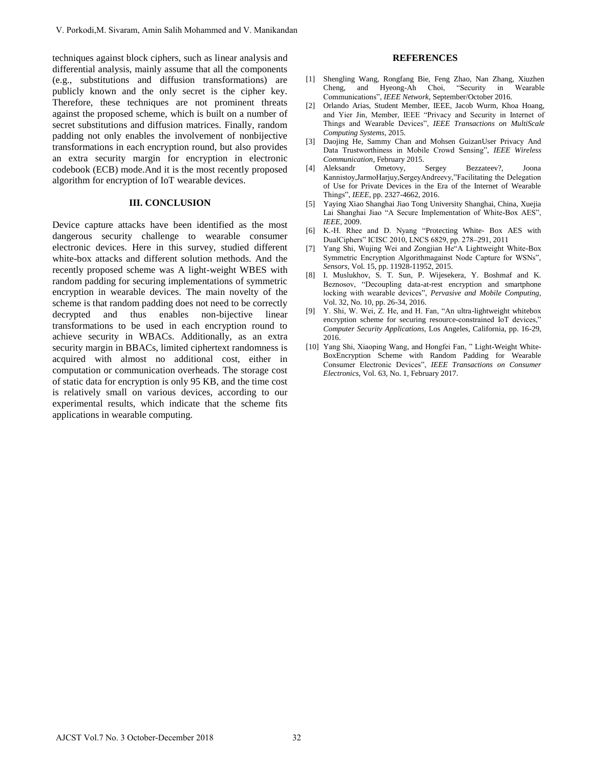techniques against block ciphers, such as linear analysis and differential analysis, mainly assume that all the components (e.g., substitutions and diffusion transformations) are publicly known and the only secret is the cipher key. Therefore, these techniques are not prominent threats against the proposed scheme, which is built on a number of secret substitutions and diffusion matrices. Finally, random padding not only enables the involvement of nonbijective transformations in each encryption round, but also provides an extra security margin for encryption in electronic codebook (ECB) mode.And it is the most recently proposed algorithm for encryption of IoT wearable devices.

## III. CONCLUSION

Device capture attacks have been identified as the most dangerous security challenge to wearable consumer electronic devices. Here in this survey, studied different white-box attacks and different solution methods. And the recently proposed scheme was A light-weight WBES with random padding for securing implementations of symmetric encryption in wearable devices. The main novelty of the scheme is that random padding does not need to be correctly decrypted and thus enables non-bijective linear transformations to be used in each encryption round to achieve security in WBACs. Additionally, as an extra security margin in BBACs, limited ciphertext randomness is acquired with almost no additional cost, either in computation or communication overheads. The storage cost of static data for encryption is only 95 KB, and the time cost is relatively small on various devices, according to our experimental results, which indicate that the scheme fits applications in wearable computing.

## REFERENCES

[1] Shengling Wang, Rongfang Bie, Feng Zhao, Nan Zhang, Xiuzhen Cheng, and Hyeong-Ah Choi, "Security in Wearable Communications", *IEEE Network*, September/October 2016.

[2] Orlando Arias, Student Member, IEEE, Jacob Wurm, Khoa Hoang, and Yier Jin, Member, IEEE "Privacy and Security in Internet of Things and Wearable Devices", *IEEE Transactions on MultiScale Computing Systems*, 2015.

[3] Daojing He, Sammy Chan and Mohsen GuizanUser Privacy And Data Trustworthiness in Mobile Crowd Sensing", *IEEE Wireless Communication*, February 2015.

[4] Aleksandr Ometovy, Sergey Bezzateev?, Joona Kannistoy,JarmoHarjuy,SergeyAndreevy,"Facilitating the Delegation of Use for Private Devices in the Era of the Internet of Wearable Things", *IEEE*, pp. 2327-4662, 2016.

[5] Yaying Xiao Shanghai Jiao Tong University Shanghai, China, Xuejia Lai Shanghai Jiao "A Secure Implementation of White-Box AES", *IEEE*, 2009.

[6] K.-H. Rhee and D. Nyang "Protecting White- Box AES with DualCiphers" ICISC 2010, LNCS 6829, pp. 278–291, 2011

[7] Yang Shi, Wujing Wei and Zongjian He"A Lightweight White-Box Symmetric Encryption Algorithmagainst Node Capture for WSNs", *Sensors*, Vol. 15, pp. 11928-11952, 2015.

[8] I. Muslukhov, S. T. Sun, P. Wijesekera, Y. Boshmaf and K. Beznosov, "Decoupling data-at-rest encryption and smartphone locking with wearable devices", *Pervasive and Mobile Computing*, Vol. 32, No. 10, pp. 26-34, 2016.

[9] Y. Shi, W. Wei, Z. He, and H. Fan, "An ultra-lightweight whitebox encryption scheme for securing resource-constrained IoT devices," *Computer Security Applications*, Los Angeles, California, pp. 16-29, 2016.

[10] Yang Shi, Xiaoping Wang, and Hongfei Fan, " Light-Weight White-BoxEncryption Scheme with Random Padding for Wearable Consumer Electronic Devices", *IEEE Transactions on Consumer Electronics*, Vol. 63, No. 1, February 2017.